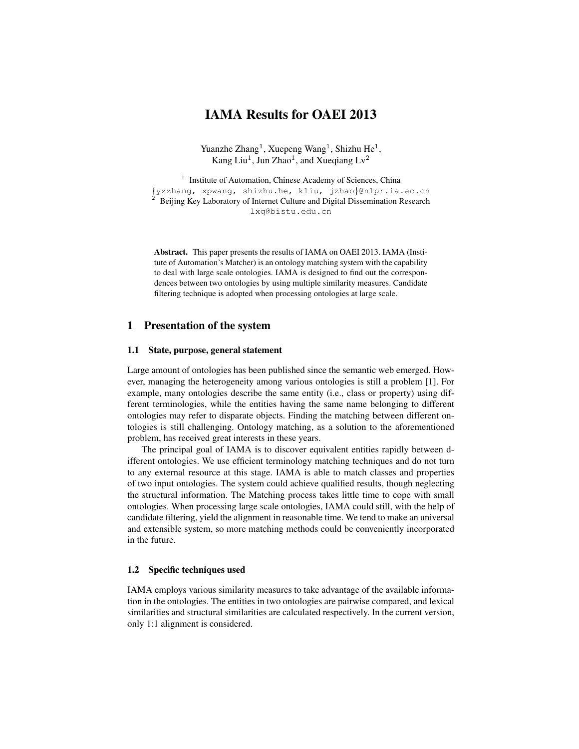# IAMA Results for OAEI 2013

Yuanzhe Zhang[1], Xuepeng Wang[1], Shizhu He[1], Kang Liu[1], Jun Zhao[1], and Xueqiang Lv[2]

[1] Institute of Automation, Chinese Academy of Sciences, China
{yzzhang, xpwang, shizhu.he, kliu, jzhao}@nlpr.ia.ac.cn
[2] Beijing Key Laboratory of Internet Culture and Digital Dissemination Research
lxq@bistu.edu.cn

**Abstract.** This paper presents the results of IAMA on OAEI 2013. IAMA (Institute of Automation's Matcher) is an ontology matching system with the capability to deal with large scale ontologies. IAMA is designed to find out the correspondences between two ontologies by using multiple similarity measures. Candidate filtering technique is adopted when processing ontologies at large scale.

## 1 Presentation of the system

### 1.1 State, purpose, general statement

Large amount of ontologies has been published since the semantic web emerged. However, managing the heterogeneity among various ontologies is still a problem [1]. For example, many ontologies describe the same entity (i.e., class or property) using different terminologies, while the entities having the same name belonging to different ontologies may refer to disparate objects. Finding the matching between different ontologies is still challenging. Ontology matching, as a solution to the aforementioned problem, has received great interests in these years.

The principal goal of IAMA is to discover equivalent entities rapidly between different ontologies. We use efficient terminology matching techniques and do not turn to any external resource at this stage. IAMA is able to match classes and properties of two input ontologies. The system could achieve qualified results, though neglecting the structural information. The Matching process takes little time to cope with small ontologies. When processing large scale ontologies, IAMA could still, with the help of candidate filtering, yield the alignment in reasonable time. We tend to make an universal and extensible system, so more matching methods could be conveniently incorporated in the future.

### 1.2 Specific techniques used

IAMA employs various similarity measures to take advantage of the available information in the ontologies. The entities in two ontologies are pairwise compared, and lexical similarities and structural similarities are calculated respectively. In the current version, only 1:1 alignment is considered.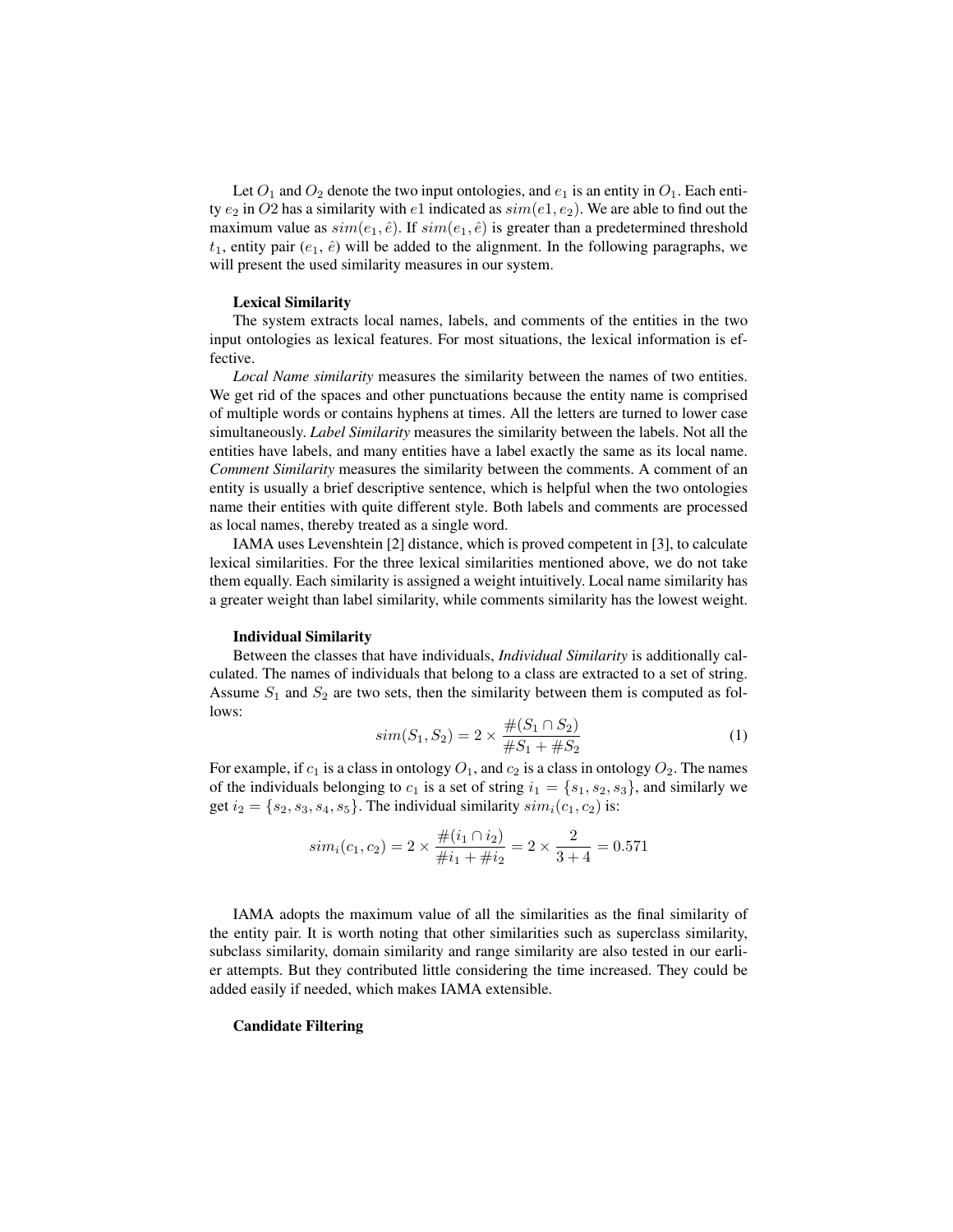Let $O_1$ and $O_2$ denote the two input ontologies, and $e_1$ is an entity in $O_1$. Each entity $e_2$ in $O2$ has a similarity with $e1$ indicated as $sim(e1, e_2)$. We are able to find out the maximum value as $sim(e_1, \hat{e})$. If $sim(e_1, \hat{e})$ is greater than a predetermined threshold $t_1$, entity pair ($e_1$, $\hat{e}$) will be added to the alignment. In the following paragraphs, we will present the used similarity measures in our system.

**Lexical Similarity**

The system extracts local names, labels, and comments of the entities in the two input ontologies as lexical features. For most situations, the lexical information is effective.

*Local Name similarity* measures the similarity between the names of two entities. We get rid of the spaces and other punctuations because the entity name is comprised of multiple words or contains hyphens at times. All the letters are turned to lower case simultaneously. *Label Similarity* measures the similarity between the labels. Not all the entities have labels, and many entities have a label exactly the same as its local name. *Comment Similarity* measures the similarity between the comments. A comment of an entity is usually a brief descriptive sentence, which is helpful when the two ontologies name their entities with quite different style. Both labels and comments are processed as local names, thereby treated as a single word.

IAMA uses Levenshtein [2] distance, which is proved competent in [3], to calculate lexical similarities. For the three lexical similarities mentioned above, we do not take them equally. Each similarity is assigned a weight intuitively. Local name similarity has a greater weight than label similarity, while comments similarity has the lowest weight.

**Individual Similarity**

Between the classes that have individuals, *Individual Similarity* is additionally calculated. The names of individuals that belong to a class are extracted to a set of string. Assume $S_1$ and $S_2$ are two sets, then the similarity between them is computed as follows:

$$sim(S_1, S_2) = 2 \times \frac{\#(S_1 \cap S_2)}{\#S_1 + \#S_2} \tag{1}$$

For example, if $c_1$ is a class in ontology $O_1$, and $c_2$ is a class in ontology $O_2$. The names of the individuals belonging to $c_1$ is a set of string $i_1 = \{s_1, s_2, s_3\}$, and similarly we get $i_2 = \{s_2, s_3, s_4, s_5\}$. The individual similarity $sim_i(c_1, c_2)$ is:

$$sim_i(c_1, c_2) = 2 \times \frac{\#(i_1 \cap i_2)}{\#i_1 + \#i_2} = 2 \times \frac{2}{3 + 4} = 0.571$$

IAMA adopts the maximum value of all the similarities as the final similarity of the entity pair. It is worth noting that other similarities such as superclass similarity, subclass similarity, domain similarity and range similarity are also tested in our earlier attempts. But they contributed little considering the time increased. They could be added easily if needed, which makes IAMA extensible.

**Candidate Filtering**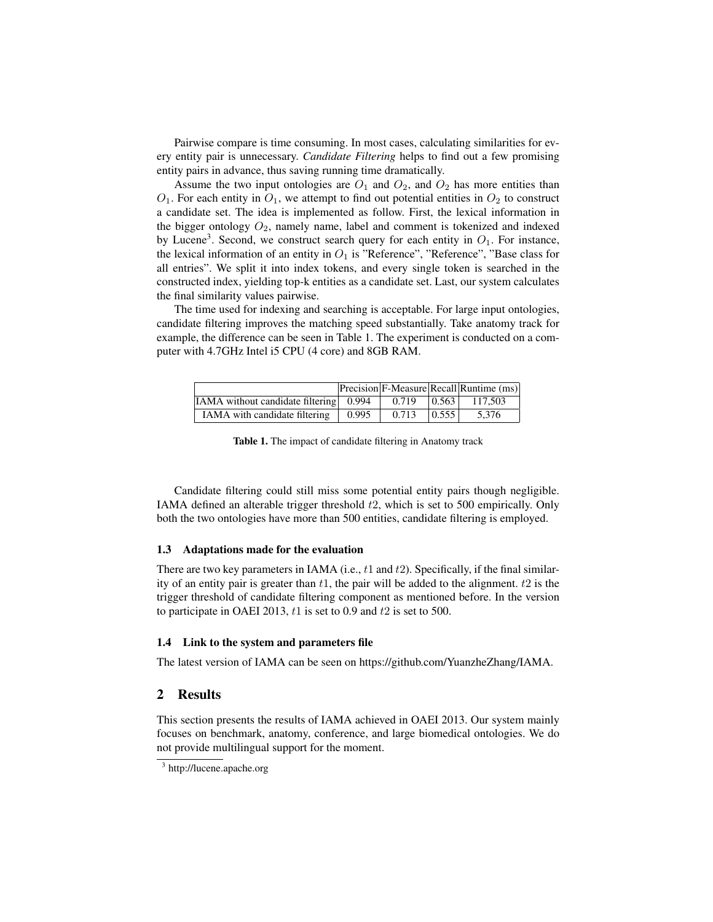Pairwise compare is time consuming. In most cases, calculating similarities for every entity pair is unnecessary. *Candidate Filtering* helps to find out a few promising entity pairs in advance, thus saving running time dramatically.

Assume the two input ontologies are $O_1$ and $O_2$, and $O_2$ has more entities than $O_1$. For each entity in $O_1$, we attempt to find out potential entities in $O_2$ to construct a candidate set. The idea is implemented as follow. First, the lexical information in the bigger ontology $O_2$, namely name, label and comment is tokenized and indexed by Lucene[3]. Second, we construct search query for each entity in $O_1$. For instance, the lexical information of an entity in $O_1$ is "Reference", "Reference", "Base class for all entries". We split it into index tokens, and every single token is searched in the constructed index, yielding top-k entities as a candidate set. Last, our system calculates the final similarity values pairwise.

The time used for indexing and searching is acceptable. For large input ontologies, candidate filtering improves the matching speed substantially. Take anatomy track for example, the difference can be seen in Table 1. The experiment is conducted on a computer with 4.7GHz Intel i5 CPU (4 core) and 8GB RAM.

| | Precision | F-Measure | Recall | Runtime (ms) |
|---|---|---|---|---|
| IAMA without candidate filtering | 0.994 | 0.719 | 0.563 | 117,503 |
| IAMA with candidate filtering | 0.995 | 0.713 | 0.555 | 5,376 |

**Table 1.** The impact of candidate filtering in Anatomy track

Candidate filtering could still miss some potential entity pairs though negligible. IAMA defined an alterable trigger threshold $t2$, which is set to 500 empirically. Only both the two ontologies have more than 500 entities, candidate filtering is employed.

### 1.3 Adaptations made for the evaluation

There are two key parameters in IAMA (i.e., $t1$ and $t2$). Specifically, if the final similarity of an entity pair is greater than $t1$, the pair will be added to the alignment. $t2$ is the trigger threshold of candidate filtering component as mentioned before. In the version to participate in OAEI 2013, $t1$ is set to 0.9 and $t2$ is set to 500.

### 1.4 Link to the system and parameters file

The latest version of IAMA can be seen on https://github.com/YuanzheZhang/IAMA.

## 2 Results

This section presents the results of IAMA achieved in OAEI 2013. Our system mainly focuses on benchmark, anatomy, conference, and large biomedical ontologies. We do not provide multilingual support for the moment.

[3] http://lucene.apache.org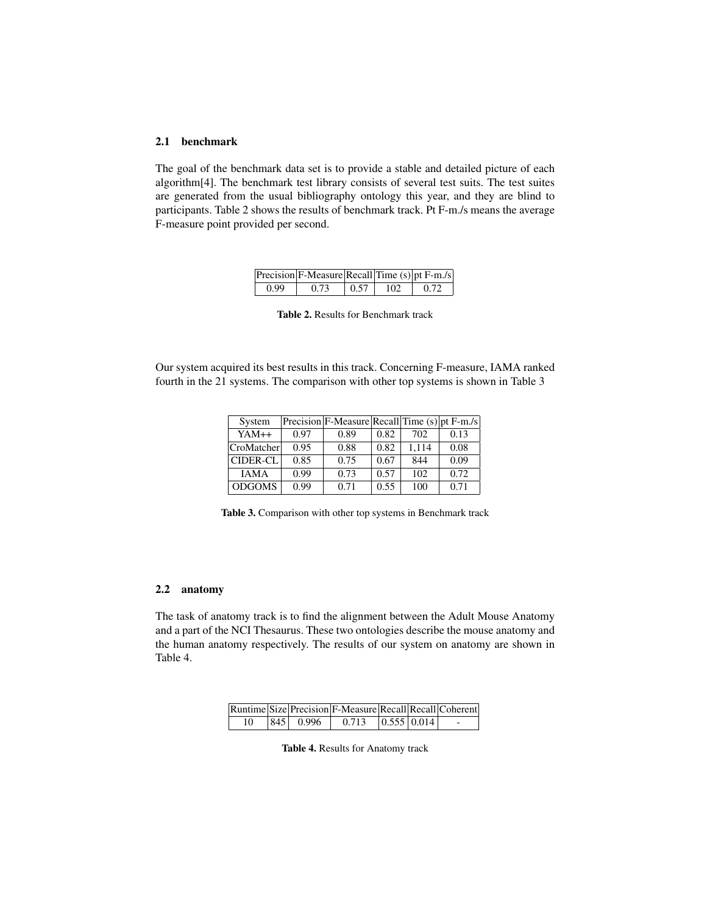### 2.1 benchmark

The goal of the benchmark data set is to provide a stable and detailed picture of each algorithm[4]. The benchmark test library consists of several test suits. The test suites are generated from the usual bibliography ontology this year, and they are blind to participants. Table 2 shows the results of benchmark track. Pt F-m./s means the average F-measure point provided per second.

| Precision | F-Measure | Recall | Time (s) | pt F-m./s |
|---|---|---|---|---|
| 0.99 | 0.73 | 0.57 | 102 | 0.72 |

**Table 2.** Results for Benchmark track

Our system acquired its best results in this track. Concerning F-measure, IAMA ranked fourth in the 21 systems. The comparison with other top systems is shown in Table 3

| System | Precision | F-Measure | Recall | Time (s) | pt F-m./s |
|---|---|---|---|---|---|
| YAM++ | 0.97 | 0.89 | 0.82 | 702 | 0.13 |
| CroMatcher | 0.95 | 0.88 | 0.82 | 1,114 | 0.08 |
| CIDER-CL | 0.85 | 0.75 | 0.67 | 844 | 0.09 |
| IAMA | 0.99 | 0.73 | 0.57 | 102 | 0.72 |
| ODGOMS | 0.99 | 0.71 | 0.55 | 100 | 0.71 |

**Table 3.** Comparison with other top systems in Benchmark track

### 2.2 anatomy

The task of anatomy track is to find the alignment between the Adult Mouse Anatomy and a part of the NCI Thesaurus. These two ontologies describe the mouse anatomy and the human anatomy respectively. The results of our system on anatomy are shown in Table 4.

| Runtime | Size | Precision | F-Measure | Recall | Recall | Coherent |
|---|---|---|---|---|---|---|
| 10 | 845 | 0.996 | 0.713 | 0.555 | 0.014 | - |

**Table 4.** Results for Anatomy track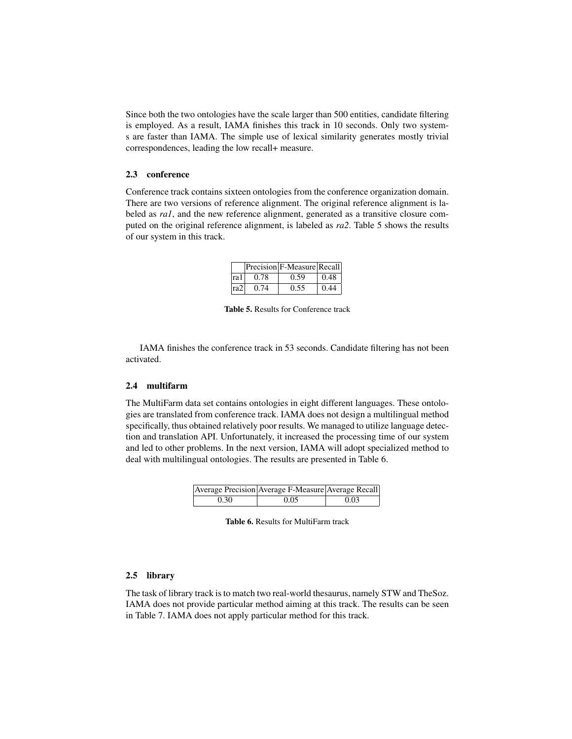Since both the two ontologies have the scale larger than 500 entities, candidate filtering is employed. As a result, IAMA finishes this track in 10 seconds. Only two systems are faster than IAMA. The simple use of lexical similarity generates mostly trivial correspondences, leading the low recall+ measure.

### 2.3 conference

Conference track contains sixteen ontologies from the conference organization domain. There are two versions of reference alignment. The original reference alignment is labeled as *ra1*, and the new reference alignment, generated as a transitive closure computed on the original reference alignment, is labeled as *ra2*. Table 5 shows the results of our system in this track.

| | Precision | F-Measure | Recall |
|---|---|---|---|
| ra1 | 0.78 | 0.59 | 0.48 |
| ra2 | 0.74 | 0.55 | 0.44 |

**Table 5.** Results for Conference track

IAMA finishes the conference track in 53 seconds. Candidate filtering has not been activated.

### 2.4 multifarm

The MultiFarm data set contains ontologies in eight different languages. These ontologies are translated from conference track. IAMA does not design a multilingual method specifically, thus obtained relatively poor results. We managed to utilize language detection and translation API. Unfortunately, it increased the processing time of our system and led to other problems. In the next version, IAMA will adopt specialized method to deal with multilingual ontologies. The results are presented in Table 6.

| Average Precision | Average F-Measure | Average Recall |
|---|---|---|
| 0.30 | 0.05 | 0.03 |

**Table 6.** Results for MultiFarm track

### 2.5 library

The task of library track is to match two real-world thesaurus, namely STW and TheSoz. IAMA does not provide particular method aiming at this track. The results can be seen in Table 7. IAMA does not apply particular method for this track.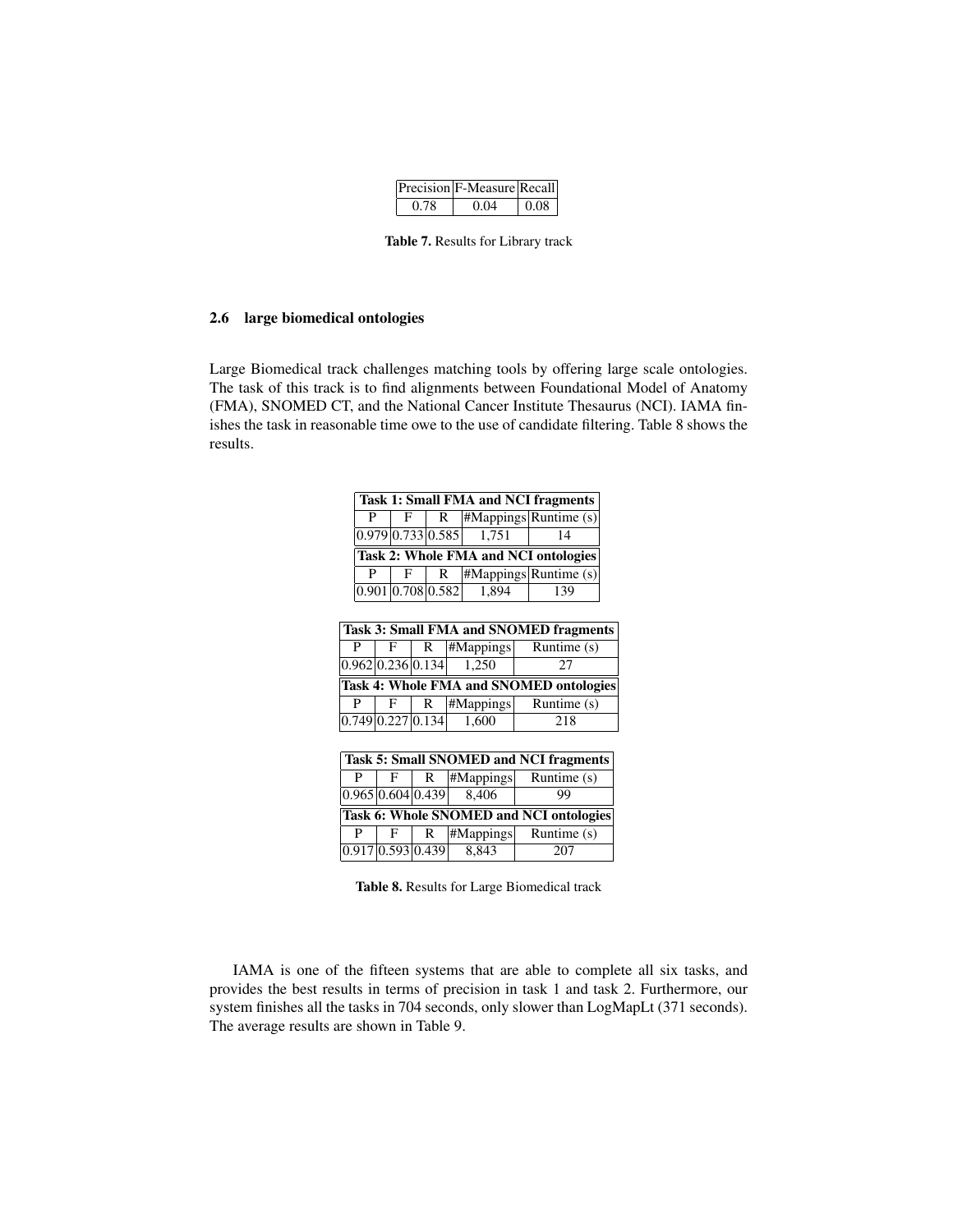| Precision | F-Measure | Recall |
|---|---|---|
| 0.78 | 0.04 | 0.08 |

**Table 7.** Results for Library track

### 2.6 large biomedical ontologies

Large Biomedical track challenges matching tools by offering large scale ontologies. The task of this track is to find alignments between Foundational Model of Anatomy (FMA), SNOMED CT, and the National Cancer Institute Thesaurus (NCI). IAMA finishes the task in reasonable time owe to the use of candidate filtering. Table 8 shows the results.

| **Task 1: Small FMA and NCI fragments** | | | | |
|---|---|---|---|---|
| P | F | R | #Mappings | Runtime (s) |
| 0.979 | 0.733 | 0.585 | 1,751 | 14 |
| **Task 2: Whole FMA and NCI ontologies** | | | | |
| P | F | R | #Mappings | Runtime (s) |
| 0.901 | 0.708 | 0.582 | 1,894 | 139 |

| **Task 3: Small FMA and SNOMED fragments** | | | | |
|---|---|---|---|---|
| P | F | R | #Mappings | Runtime (s) |
| 0.962 | 0.236 | 0.134 | 1,250 | 27 |
| **Task 4: Whole FMA and SNOMED ontologies** | | | | |
| P | F | R | #Mappings | Runtime (s) |
| 0.749 | 0.227 | 0.134 | 1,600 | 218 |

| **Task 5: Small SNOMED and NCI fragments** | | | | |
|---|---|---|---|---|
| P | F | R | #Mappings | Runtime (s) |
| 0.965 | 0.604 | 0.439 | 8,406 | 99 |
| **Task 6: Whole SNOMED and NCI ontologies** | | | | |
| P | F | R | #Mappings | Runtime (s) |
| 0.917 | 0.593 | 0.439 | 8,843 | 207 |

**Table 8.** Results for Large Biomedical track

IAMA is one of the fifteen systems that are able to complete all six tasks, and provides the best results in terms of precision in task 1 and task 2. Furthermore, our system finishes all the tasks in 704 seconds, only slower than LogMapLt (371 seconds). The average results are shown in Table 9.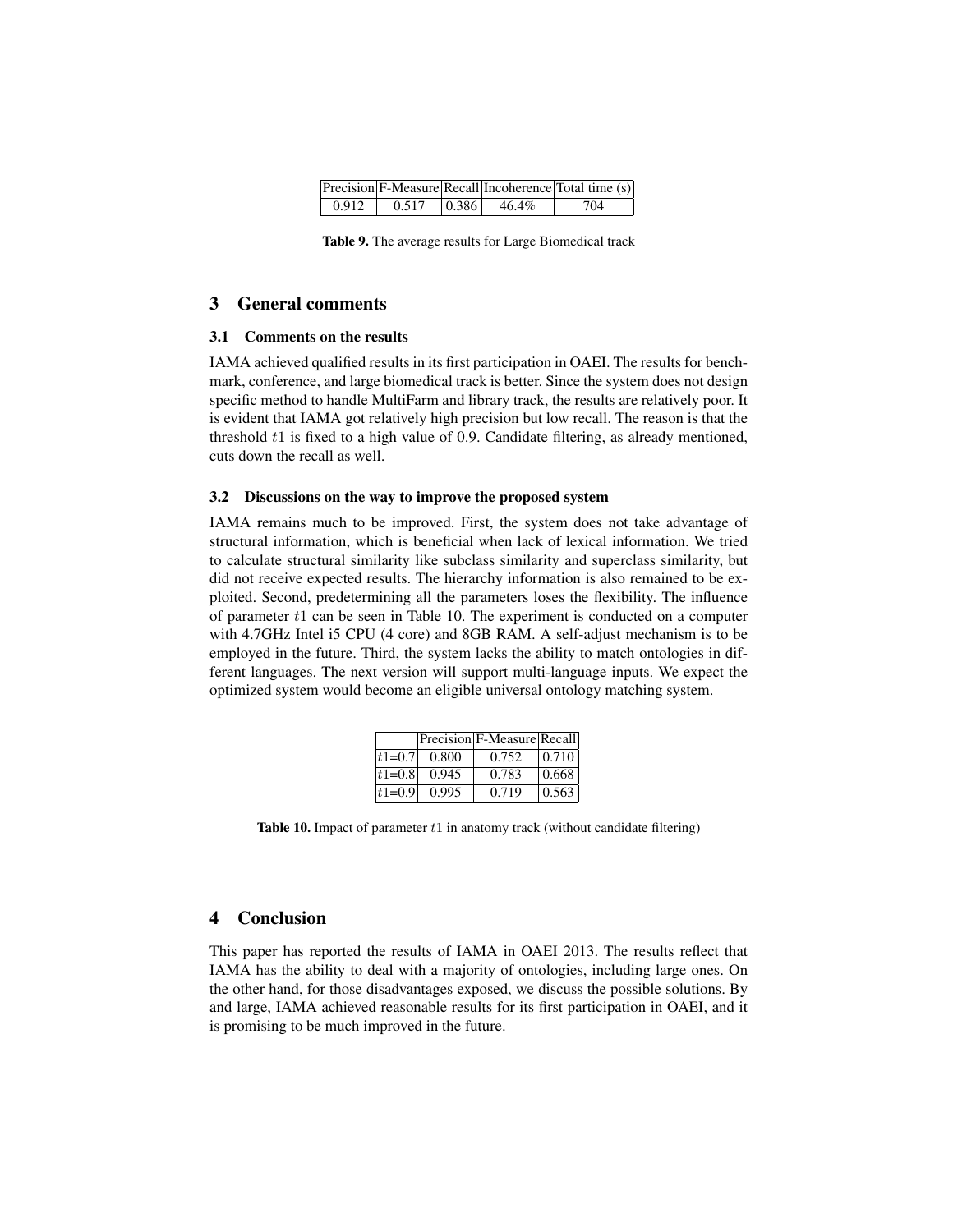| Precision | F-Measure | Recall | Incoherence | Total time (s) |
|---|---|---|---|---|
| 0.912 | 0.517 | 0.386 | 46.4% | 704 |

**Table 9.** The average results for Large Biomedical track

## 3 General comments

### 3.1 Comments on the results

IAMA achieved qualified results in its first participation in OAEI. The results for benchmark, conference, and large biomedical track is better. Since the system does not design specific method to handle MultiFarm and library track, the results are relatively poor. It is evident that IAMA got relatively high precision but low recall. The reason is that the threshold $t1$ is fixed to a high value of 0.9. Candidate filtering, as already mentioned, cuts down the recall as well.

### 3.2 Discussions on the way to improve the proposed system

IAMA remains much to be improved. First, the system does not take advantage of structural information, which is beneficial when lack of lexical information. We tried to calculate structural similarity like subclass similarity and superclass similarity, but did not receive expected results. The hierarchy information is also remained to be exploited. Second, predetermining all the parameters loses the flexibility. The influence of parameter $t1$ can be seen in Table 10. The experiment is conducted on a computer with 4.7GHz Intel i5 CPU (4 core) and 8GB RAM. A self-adjust mechanism is to be employed in the future. Third, the system lacks the ability to match ontologies in different languages. The next version will support multi-language inputs. We expect the optimized system would become an eligible universal ontology matching system.

| | Precision | F-Measure | Recall |
|---|---|---|---|
| $t1$=0.7 | 0.800 | 0.752 | 0.710 |
| $t1$=0.8 | 0.945 | 0.783 | 0.668 |
| $t1$=0.9 | 0.995 | 0.719 | 0.563 |

**Table 10.** Impact of parameter $t1$ in anatomy track (without candidate filtering)

## 4 Conclusion

This paper has reported the results of IAMA in OAEI 2013. The results reflect that IAMA has the ability to deal with a majority of ontologies, including large ones. On the other hand, for those disadvantages exposed, we discuss the possible solutions. By and large, IAMA achieved reasonable results for its first participation in OAEI, and it is promising to be much improved in the future.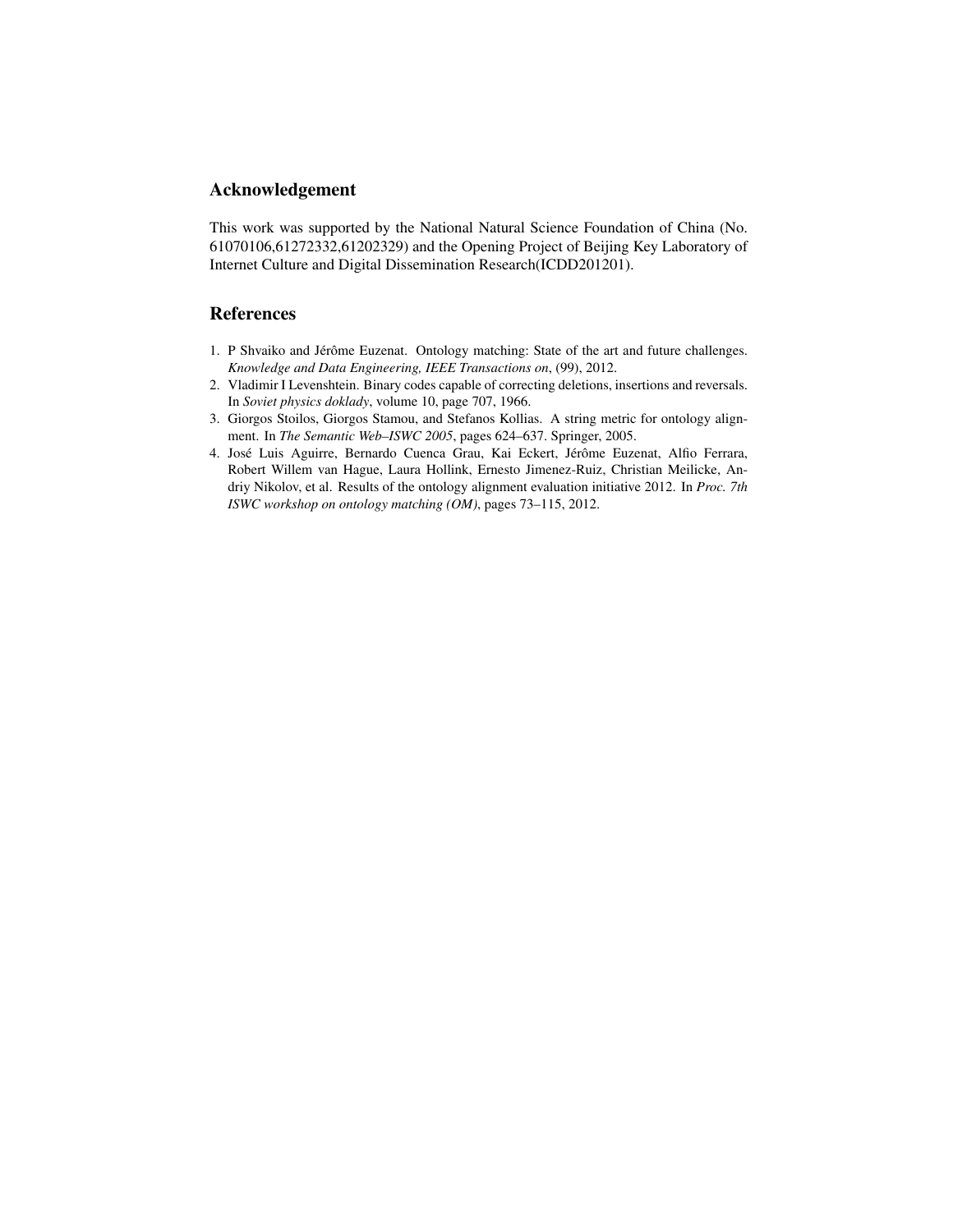## Acknowledgement

This work was supported by the National Natural Science Foundation of China (No. 61070106,61272332,61202329) and the Opening Project of Beijing Key Laboratory of Internet Culture and Digital Dissemination Research(ICDD201201).

## References

1. P Shvaiko and Jérôme Euzenat. Ontology matching: State of the art and future challenges. *Knowledge and Data Engineering, IEEE Transactions on*, (99), 2012.
2. Vladimir I Levenshtein. Binary codes capable of correcting deletions, insertions and reversals. In *Soviet physics doklady*, volume 10, page 707, 1966.
3. Giorgos Stoilos, Giorgos Stamou, and Stefanos Kollias. A string metric for ontology alignment. In *The Semantic Web–ISWC 2005*, pages 624–637. Springer, 2005.
4. José Luis Aguirre, Bernardo Cuenca Grau, Kai Eckert, Jérôme Euzenat, Alfio Ferrara, Robert Willem van Hague, Laura Hollink, Ernesto Jimenez-Ruiz, Christian Meilicke, Andriy Nikolov, et al. Results of the ontology alignment evaluation initiative 2012. In *Proc. 7th ISWC workshop on ontology matching (OM)*, pages 73–115, 2012.